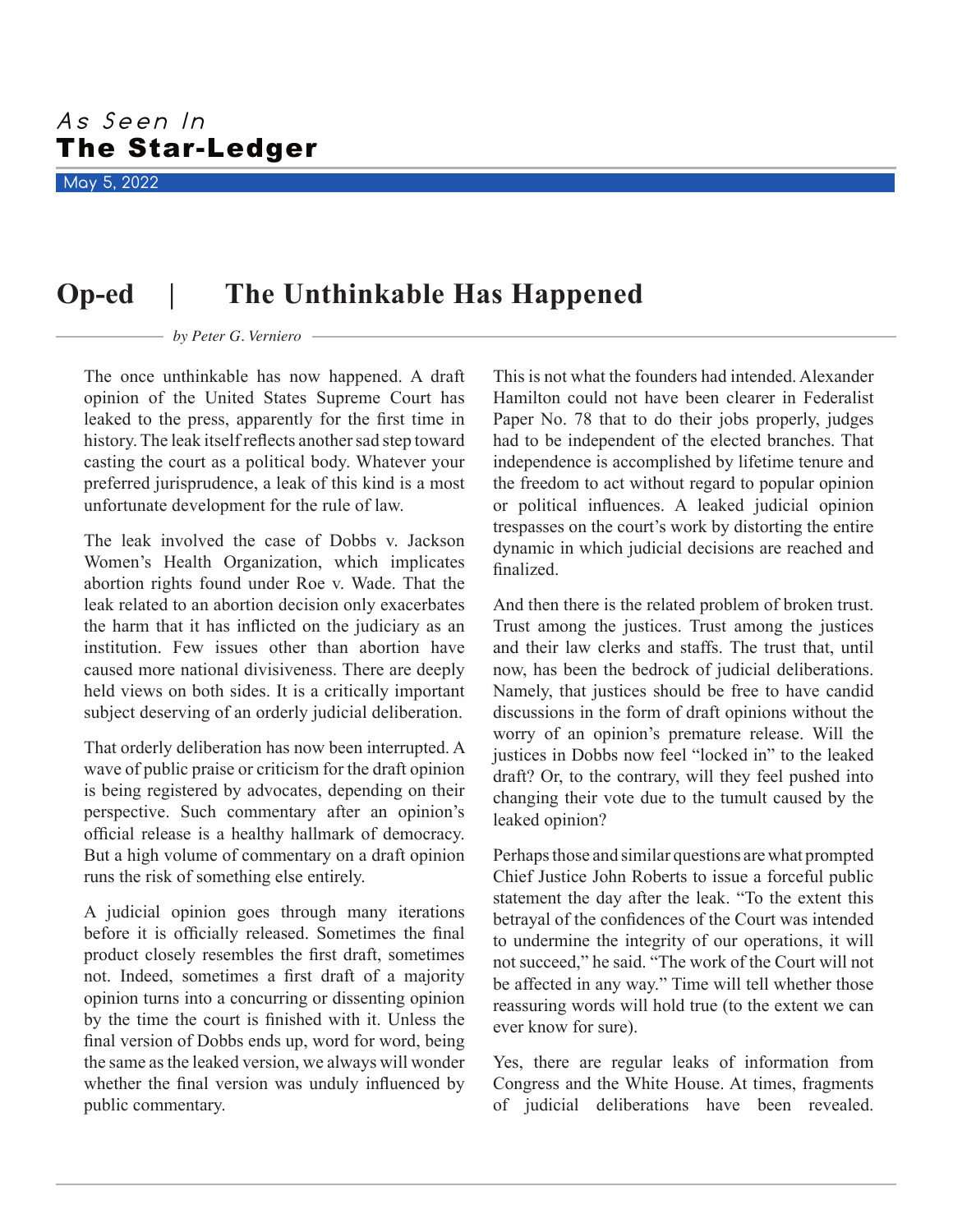*As Seen In*
**The Star-Ledger**

May 5, 2022

# Op-ed | The Unthinkable Has Happened

*by Peter G. Verniero*

The once unthinkable has now happened. A draft opinion of the United States Supreme Court has leaked to the press, apparently for the first time in history. The leak itself reflects another sad step toward casting the court as a political body. Whatever your preferred jurisprudence, a leak of this kind is a most unfortunate development for the rule of law.

The leak involved the case of Dobbs v. Jackson Women's Health Organization, which implicates abortion rights found under Roe v. Wade. That the leak related to an abortion decision only exacerbates the harm that it has inflicted on the judiciary as an institution. Few issues other than abortion have caused more national divisiveness. There are deeply held views on both sides. It is a critically important subject deserving of an orderly judicial deliberation.

That orderly deliberation has now been interrupted. A wave of public praise or criticism for the draft opinion is being registered by advocates, depending on their perspective. Such commentary after an opinion's official release is a healthy hallmark of democracy. But a high volume of commentary on a draft opinion runs the risk of something else entirely.

A judicial opinion goes through many iterations before it is officially released. Sometimes the final product closely resembles the first draft, sometimes not. Indeed, sometimes a first draft of a majority opinion turns into a concurring or dissenting opinion by the time the court is finished with it. Unless the final version of Dobbs ends up, word for word, being the same as the leaked version, we always will wonder whether the final version was unduly influenced by public commentary.

This is not what the founders had intended. Alexander Hamilton could not have been clearer in Federalist Paper No. 78 that to do their jobs properly, judges had to be independent of the elected branches. That independence is accomplished by lifetime tenure and the freedom to act without regard to popular opinion or political influences. A leaked judicial opinion trespasses on the court's work by distorting the entire dynamic in which judicial decisions are reached and finalized.

And then there is the related problem of broken trust. Trust among the justices. Trust among the justices and their law clerks and staffs. The trust that, until now, has been the bedrock of judicial deliberations. Namely, that justices should be free to have candid discussions in the form of draft opinions without the worry of an opinion's premature release. Will the justices in Dobbs now feel "locked in" to the leaked draft? Or, to the contrary, will they feel pushed into changing their vote due to the tumult caused by the leaked opinion?

Perhaps those and similar questions are what prompted Chief Justice John Roberts to issue a forceful public statement the day after the leak. "To the extent this betrayal of the confidences of the Court was intended to undermine the integrity of our operations, it will not succeed," he said. "The work of the Court will not be affected in any way." Time will tell whether those reassuring words will hold true (to the extent we can ever know for sure).

Yes, there are regular leaks of information from Congress and the White House. At times, fragments of judicial deliberations have been revealed.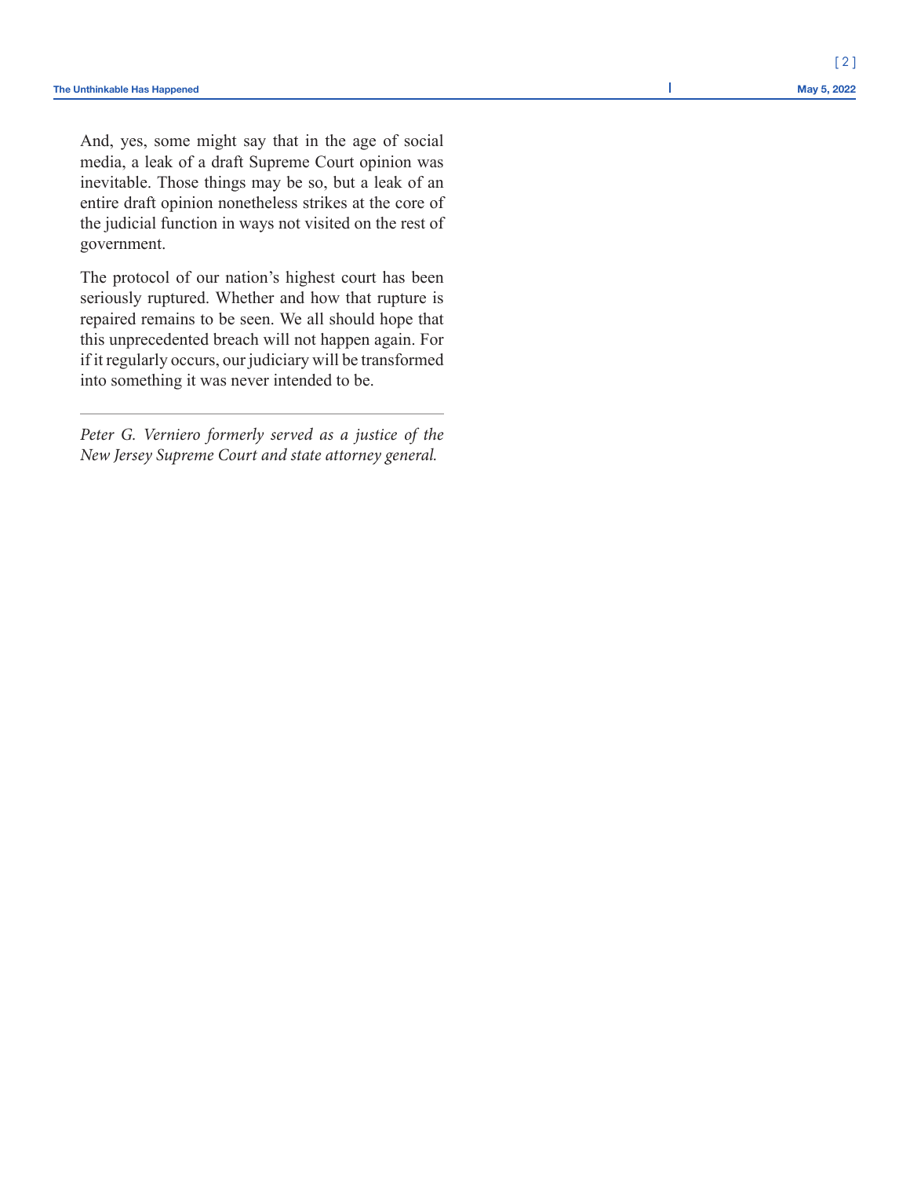And, yes, some might say that in the age of social media, a leak of a draft Supreme Court opinion was inevitable. Those things may be so, but a leak of an entire draft opinion nonetheless strikes at the core of the judicial function in ways not visited on the rest of government.

The protocol of our nation's highest court has been seriously ruptured. Whether and how that rupture is repaired remains to be seen. We all should hope that this unprecedented breach will not happen again. For if it regularly occurs, our judiciary will be transformed into something it was never intended to be.

---

*Peter G. Verniero formerly served as a justice of the New Jersey Supreme Court and state attorney general.*